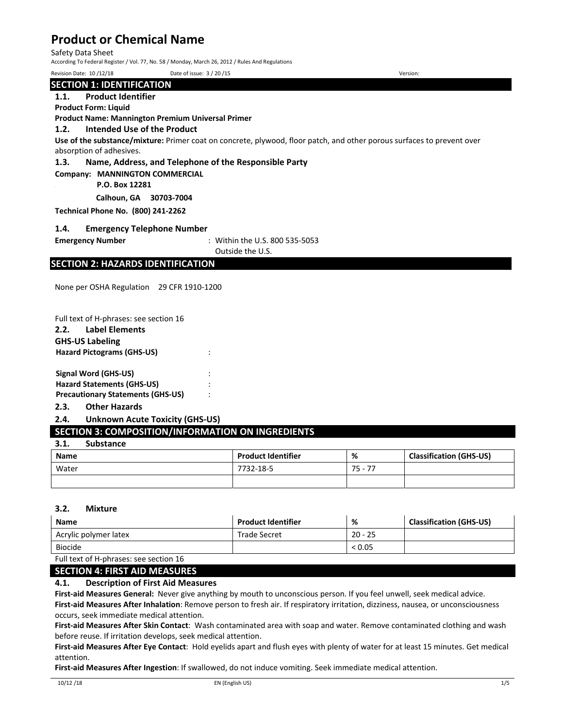# Product or Chemical Name

Safety Data Sheet

According To Federal Register / Vol. 77, No. 58 / Monday, March 26, 2012 / Rules And Regulations

Revision Date: 10 /12/18 Date of issue: 3 / 20 /15 Version:

## SECTION 1: IDENTIFICATION

### 1.1. Product Identifier

**Product Form: Liquid**

**Product Name: Mannington Premium Universal Primer**

### 1.2. Intended Use of the Product

**Use of the substance/mixture:** Primer coat on concrete, plywood, floor patch, and other porous surfaces to prevent over absorption of adhesives.

### 1.3. Name, Address, and Telephone of the Responsible Party

**Company: MANNINGTON COMMERCIAL**
**P.O. Box 12281**
**Calhoun, GA 30703-7004**

**Technical Phone No. (800) 241-2262**

### 1.4. Emergency Telephone Number

**Emergency Number** : Within the U.S. 800 535-5053
Outside the U.S.

## SECTION 2: HAZARDS IDENTIFICATION

None per OSHA Regulation 29 CFR 1910-1200

Full text of H-phrases: see section 16

### 2.2. Label Elements

**GHS-US Labeling**

**Hazard Pictograms (GHS-US)** :

**Signal Word (GHS-US)** :
**Hazard Statements (GHS-US)** :
**Precautionary Statements (GHS-US)** :

### 2.3. Other Hazards

### 2.4. Unknown Acute Toxicity (GHS-US)

## SECTION 3: COMPOSITION/INFORMATION ON INGREDIENTS

### 3.1. Substance

| Name | Product Identifier | % | Classification (GHS-US) |
|---|---|---|---|
| Water | 7732-18-5 | 75 - 77 | |
| | | | |

### 3.2. Mixture

| Name | Product Identifier | % | Classification (GHS-US) |
|---|---|---|---|
| Acrylic polymer latex | Trade Secret | 20 - 25 | |
| Biocide | | < 0.05 | |

Full text of H-phrases: see section 16

## SECTION 4: FIRST AID MEASURES

### 4.1. Description of First Aid Measures

**First-aid Measures General:** Never give anything by mouth to unconscious person. If you feel unwell, seek medical advice.

**First-aid Measures After Inhalation**: Remove person to fresh air. If respiratory irritation, dizziness, nausea, or unconsciousness occurs, seek immediate medical attention.

**First-aid Measures After Skin Contact**: Wash contaminated area with soap and water. Remove contaminated clothing and wash before reuse. If irritation develops, seek medical attention.

**First-aid Measures After Eye Contact**: Hold eyelids apart and flush eyes with plenty of water for at least 15 minutes. Get medical attention.

**First-aid Measures After Ingestion**: If swallowed, do not induce vomiting. Seek immediate medical attention.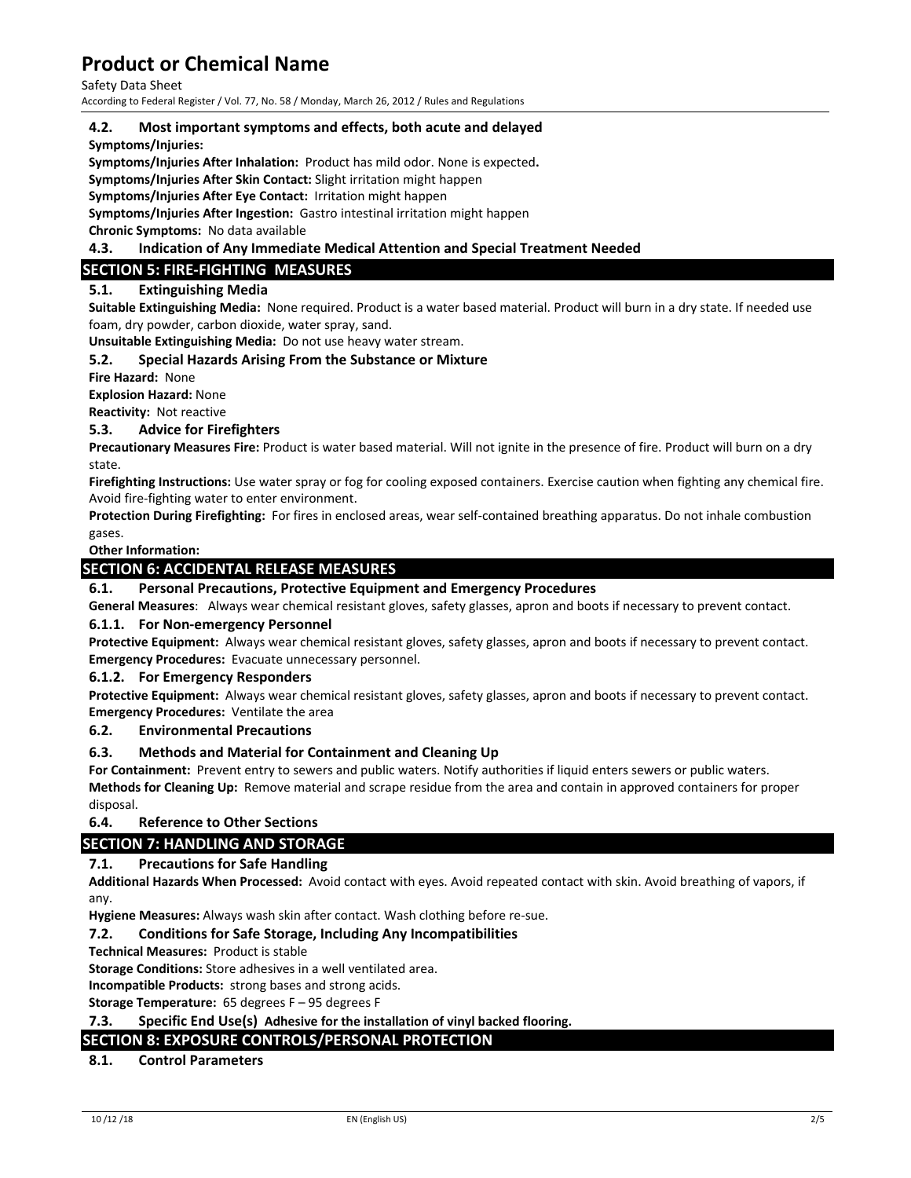### 4.2. Most important symptoms and effects, both acute and delayed

**Symptoms/Injuries:**

**Symptoms/Injuries After Inhalation:** Product has mild odor. None is expected**.**

**Symptoms/Injuries After Skin Contact:** Slight irritation might happen

**Symptoms/Injuries After Eye Contact:** Irritation might happen

**Symptoms/Injuries After Ingestion:** Gastro intestinal irritation might happen

**Chronic Symptoms:** No data available

### 4.3. Indication of Any Immediate Medical Attention and Special Treatment Needed

## SECTION 5: FIRE-FIGHTING MEASURES

### 5.1. Extinguishing Media

**Suitable Extinguishing Media:** None required. Product is a water based material. Product will burn in a dry state. If needed use foam, dry powder, carbon dioxide, water spray, sand.

**Unsuitable Extinguishing Media:** Do not use heavy water stream.

### 5.2. Special Hazards Arising From the Substance or Mixture

**Fire Hazard:** None

**Explosion Hazard:** None

**Reactivity:** Not reactive

### 5.3. Advice for Firefighters

**Precautionary Measures Fire:** Product is water based material. Will not ignite in the presence of fire. Product will burn on a dry state.

**Firefighting Instructions:** Use water spray or fog for cooling exposed containers. Exercise caution when fighting any chemical fire. Avoid fire-fighting water to enter environment.

**Protection During Firefighting:** For fires in enclosed areas, wear self-contained breathing apparatus. Do not inhale combustion gases.

**Other Information:**

## SECTION 6: ACCIDENTAL RELEASE MEASURES

### 6.1. Personal Precautions, Protective Equipment and Emergency Procedures

**General Measures**: Always wear chemical resistant gloves, safety glasses, apron and boots if necessary to prevent contact.

#### 6.1.1. For Non-emergency Personnel

**Protective Equipment:** Always wear chemical resistant gloves, safety glasses, apron and boots if necessary to prevent contact.

**Emergency Procedures:** Evacuate unnecessary personnel.

#### 6.1.2. For Emergency Responders

**Protective Equipment:** Always wear chemical resistant gloves, safety glasses, apron and boots if necessary to prevent contact.

**Emergency Procedures:** Ventilate the area

### 6.2. Environmental Precautions

### 6.3. Methods and Material for Containment and Cleaning Up

**For Containment:** Prevent entry to sewers and public waters. Notify authorities if liquid enters sewers or public waters.

**Methods for Cleaning Up:** Remove material and scrape residue from the area and contain in approved containers for proper disposal.

### 6.4. Reference to Other Sections

## SECTION 7: HANDLING AND STORAGE

### 7.1. Precautions for Safe Handling

**Additional Hazards When Processed:** Avoid contact with eyes. Avoid repeated contact with skin. Avoid breathing of vapors, if any.

**Hygiene Measures:** Always wash skin after contact. Wash clothing before re-sue.

### 7.2. Conditions for Safe Storage, Including Any Incompatibilities

**Technical Measures:** Product is stable

**Storage Conditions:** Store adhesives in a well ventilated area.

**Incompatible Products:** strong bases and strong acids.

**Storage Temperature:** 65 degrees F – 95 degrees F

### 7.3. Specific End Use(s) **Adhesive for the installation of vinyl backed flooring.**

## SECTION 8: EXPOSURE CONTROLS/PERSONAL PROTECTION

### 8.1. Control Parameters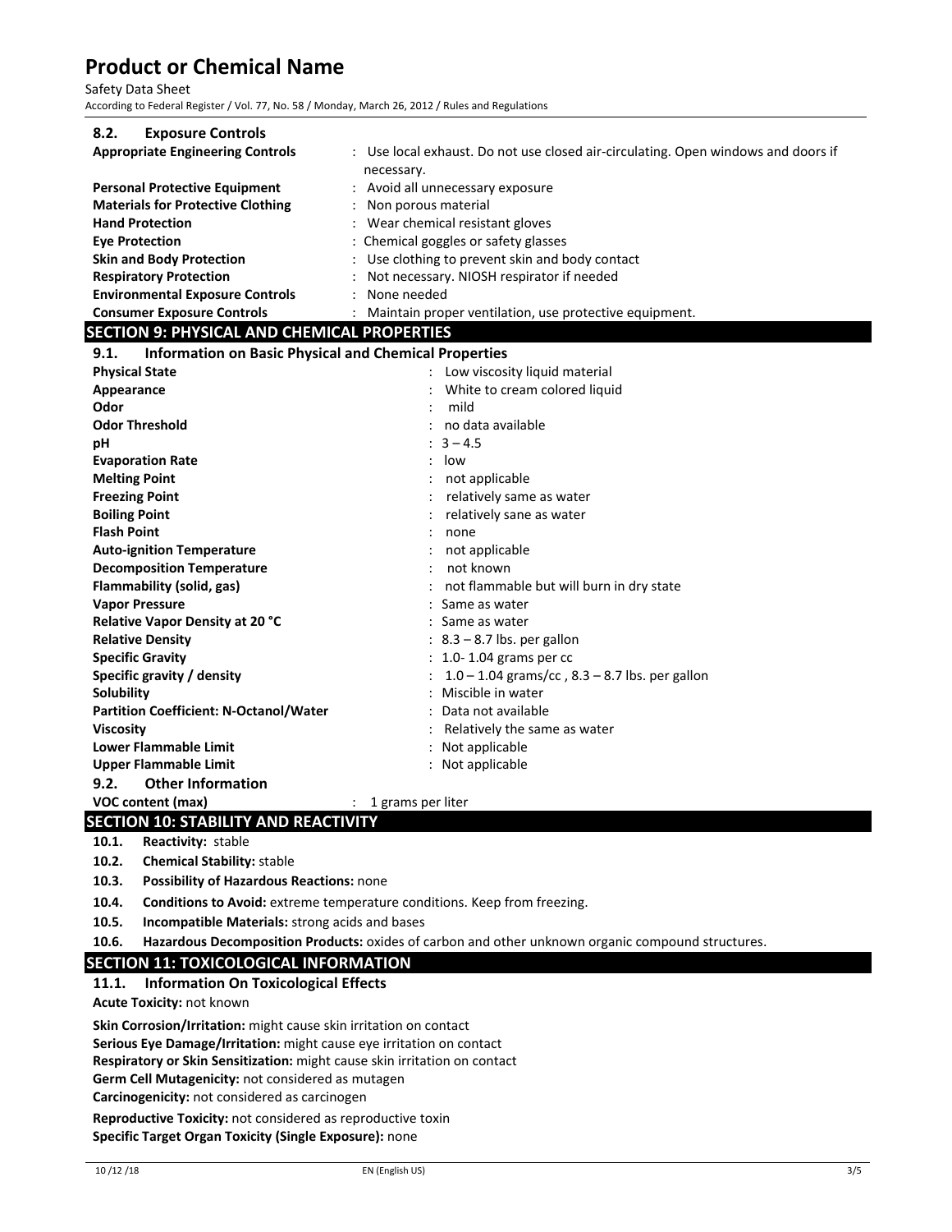### 8.2. Exposure Controls

| | |
|---|---|
| **Appropriate Engineering Controls** | : Use local exhaust. Do not use closed air-circulating. Open windows and doors if necessary. |
| **Personal Protective Equipment** | : Avoid all unnecessary exposure |
| **Materials for Protective Clothing** | : Non porous material |
| **Hand Protection** | : Wear chemical resistant gloves |
| **Eye Protection** | : Chemical goggles or safety glasses |
| **Skin and Body Protection** | : Use clothing to prevent skin and body contact |
| **Respiratory Protection** | : Not necessary. NIOSH respirator if needed |
| **Environmental Exposure Controls** | : None needed |
| **Consumer Exposure Controls** | : Maintain proper ventilation, use protective equipment. |

## SECTION 9: PHYSICAL AND CHEMICAL PROPERTIES

### 9.1. Information on Basic Physical and Chemical Properties

| | |
|---|---|
| **Physical State** | : Low viscosity liquid material |
| **Appearance** | : White to cream colored liquid |
| **Odor** | : mild |
| **Odor Threshold** | : no data available |
| **pH** | : 3 – 4.5 |
| **Evaporation Rate** | : low |
| **Melting Point** | : not applicable |
| **Freezing Point** | : relatively same as water |
| **Boiling Point** | : relatively sane as water |
| **Flash Point** | : none |
| **Auto-ignition Temperature** | : not applicable |
| **Decomposition Temperature** | : not known |
| **Flammability (solid, gas)** | : not flammable but will burn in dry state |
| **Vapor Pressure** | : Same as water |
| **Relative Vapor Density at 20 °C** | : Same as water |
| **Relative Density** | : 8.3 – 8.7 lbs. per gallon |
| **Specific Gravity** | : 1.0- 1.04 grams per cc |
| **Specific gravity / density** | : 1.0 – 1.04 grams/cc , 8.3 – 8.7 lbs. per gallon |
| **Solubility** | : Miscible in water |
| **Partition Coefficient: N-Octanol/Water** | : Data not available |
| **Viscosity** | : Relatively the same as water |
| **Lower Flammable Limit** | : Not applicable |
| **Upper Flammable Limit** | : Not applicable |

### 9.2. Other Information

**VOC content (max)** : 1 grams per liter

## SECTION 10: STABILITY AND REACTIVITY

**10.1. Reactivity:** stable

**10.2. Chemical Stability:** stable

**10.3. Possibility of Hazardous Reactions:** none

**10.4. Conditions to Avoid:** extreme temperature conditions. Keep from freezing.

**10.5. Incompatible Materials:** strong acids and bases

**10.6. Hazardous Decomposition Products:** oxides of carbon and other unknown organic compound structures.

## SECTION 11: TOXICOLOGICAL INFORMATION

### 11.1. Information On Toxicological Effects

**Acute Toxicity:** not known

**Skin Corrosion/Irritation:** might cause skin irritation on contact

**Serious Eye Damage/Irritation:** might cause eye irritation on contact

**Respiratory or Skin Sensitization:** might cause skin irritation on contact

**Germ Cell Mutagenicity:** not considered as mutagen

**Carcinogenicity:** not considered as carcinogen

**Reproductive Toxicity:** not considered as reproductive toxin

**Specific Target Organ Toxicity (Single Exposure):** none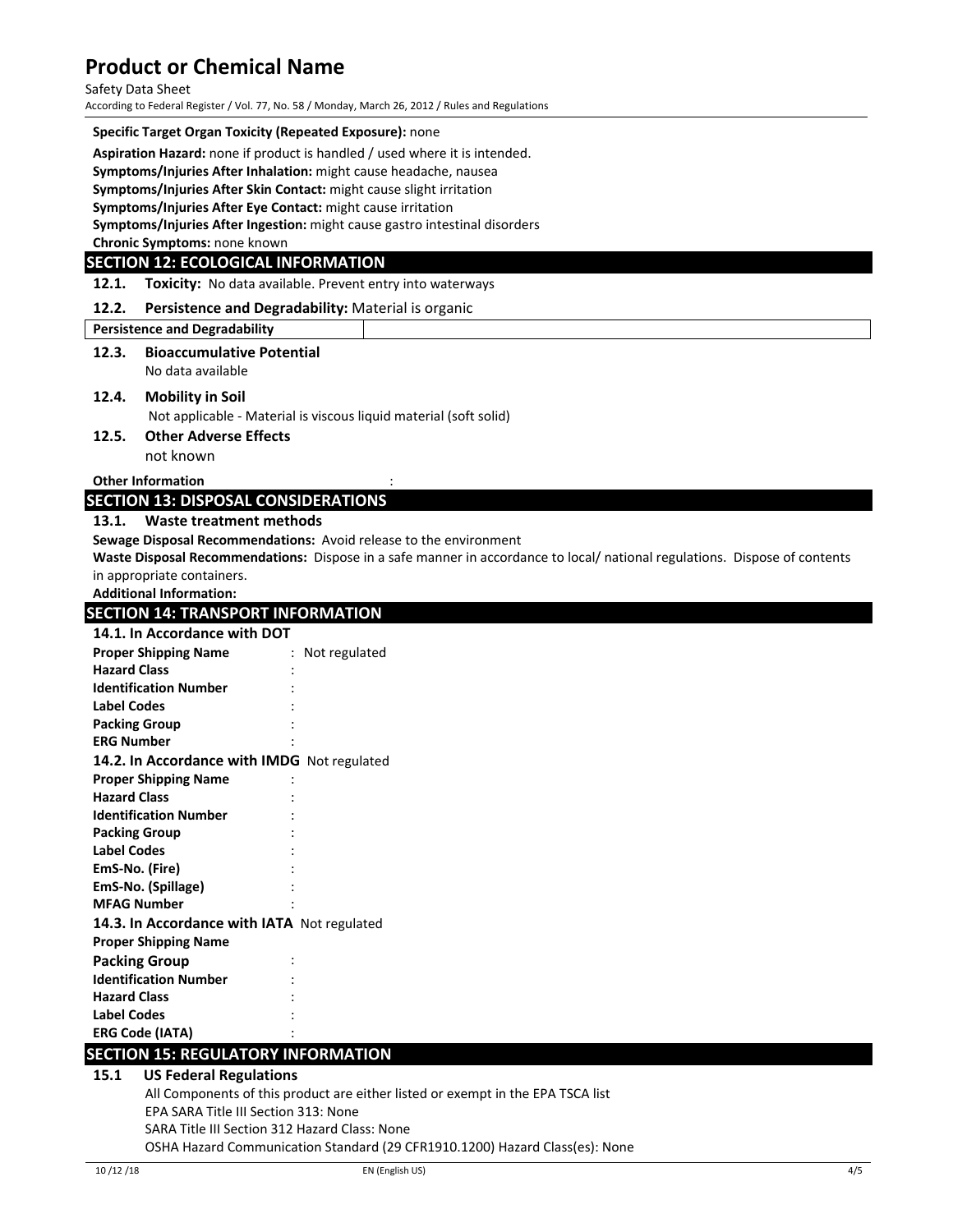**Specific Target Organ Toxicity (Repeated Exposure):** none

**Aspiration Hazard:** none if product is handled / used where it is intended.
**Symptoms/Injuries After Inhalation:** might cause headache, nausea
**Symptoms/Injuries After Skin Contact:** might cause slight irritation
**Symptoms/Injuries After Eye Contact:** might cause irritation
**Symptoms/Injuries After Ingestion:** might cause gastro intestinal disorders
**Chronic Symptoms:** none known

## SECTION 12: ECOLOGICAL INFORMATION

**12.1. Toxicity:** No data available. Prevent entry into waterways

**12.2. Persistence and Degradability:** Material is organic

| Persistence and Degradability | |
|---|---|

**12.3. Bioaccumulative Potential**

No data available

**12.4. Mobility in Soil**

Not applicable - Material is viscous liquid material (soft solid)

**12.5. Other Adverse Effects**

not known

**Other Information** :

## SECTION 13: DISPOSAL CONSIDERATIONS

**13.1. Waste treatment methods**

**Sewage Disposal Recommendations:** Avoid release to the environment
**Waste Disposal Recommendations:** Dispose in a safe manner in accordance to local/ national regulations. Dispose of contents in appropriate containers.
**Additional Information:**

## SECTION 14: TRANSPORT INFORMATION

**14.1. In Accordance with DOT**

**Proper Shipping Name** : Not regulated
**Hazard Class** :
**Identification Number** :
**Label Codes** :
**Packing Group** :
**ERG Number** :

**14.2. In Accordance with IMDG** Not regulated

**Proper Shipping Name** :
**Hazard Class** :
**Identification Number** :
**Packing Group** :
**Label Codes** :
**EmS-No. (Fire)** :
**EmS-No. (Spillage)** :
**MFAG Number** :

**14.3. In Accordance with IATA** Not regulated

**Proper Shipping Name**
**Packing Group** :
**Identification Number** :
**Hazard Class** :
**Label Codes** :
**ERG Code (IATA)** :

## SECTION 15: REGULATORY INFORMATION

**15.1 US Federal Regulations**

All Components of this product are either listed or exempt in the EPA TSCA list
EPA SARA Title III Section 313: None
SARA Title III Section 312 Hazard Class: None
OSHA Hazard Communication Standard (29 CFR1910.1200) Hazard Class(es): None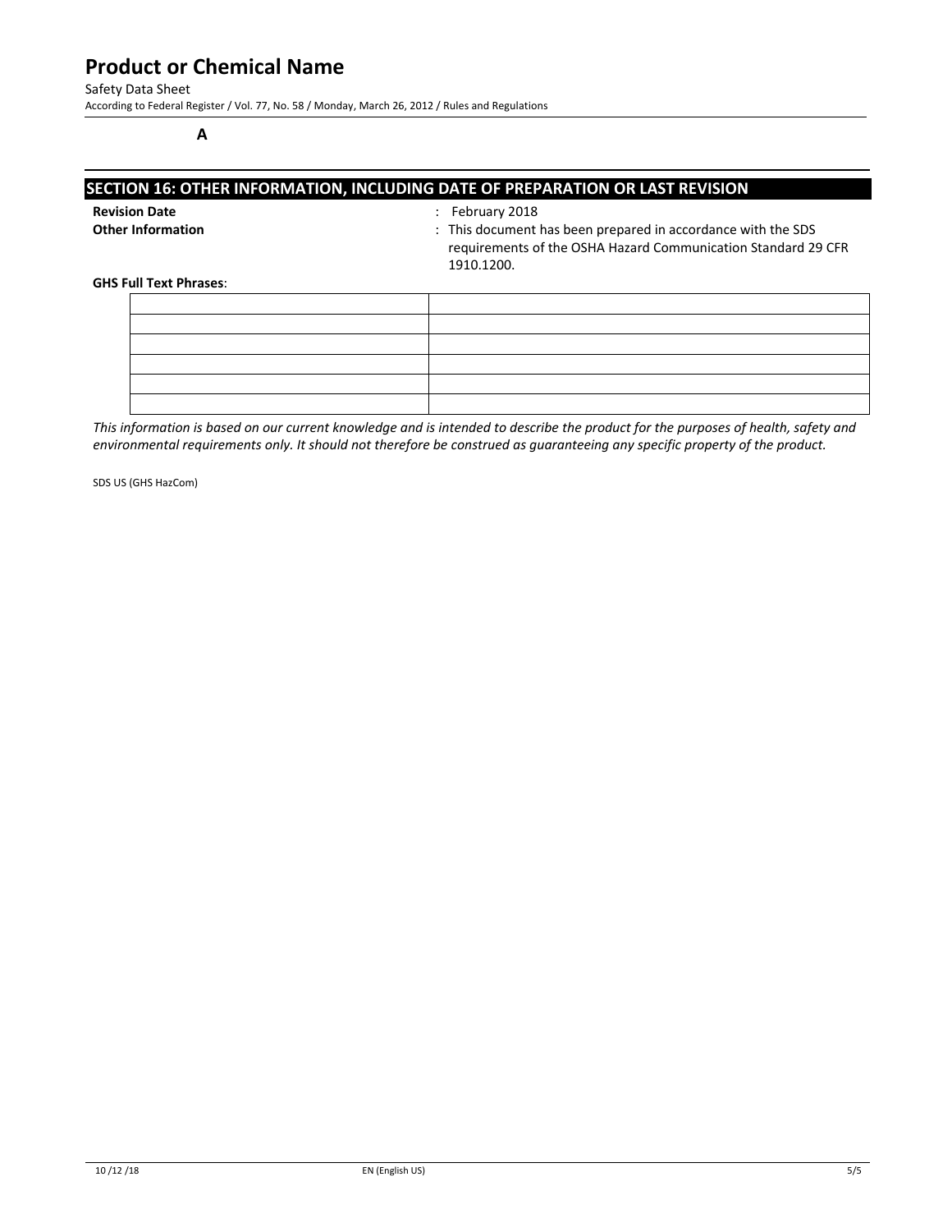**A**

## SECTION 16: OTHER INFORMATION, INCLUDING DATE OF PREPARATION OR LAST REVISION

**Revision Date** : February 2018

**Other Information** : This document has been prepared in accordance with the SDS requirements of the OSHA Hazard Communication Standard 29 CFR 1910.1200.

**GHS Full Text Phrases**:

| | |
|---|---|
| | |
| | |
| | |
| | |
| | |
| | |

*This information is based on our current knowledge and is intended to describe the product for the purposes of health, safety and environmental requirements only. It should not therefore be construed as guaranteeing any specific property of the product.*

SDS US (GHS HazCom)